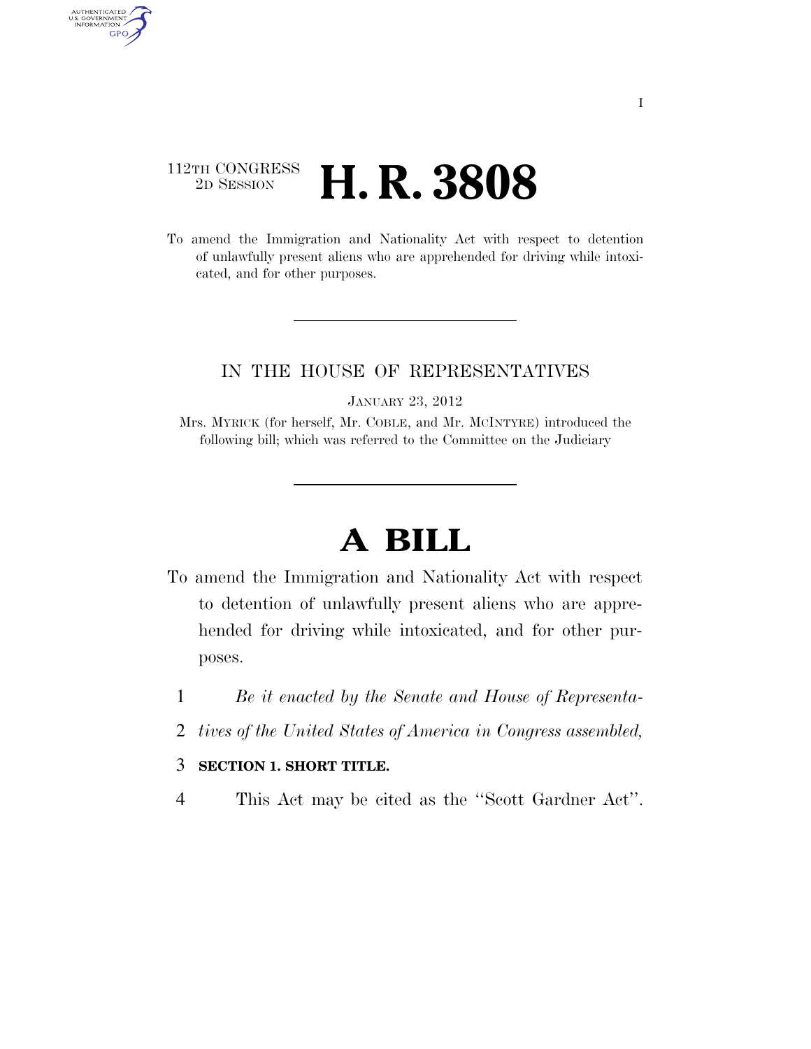112TH CONGRESS
2D SESSION

# H. R. 3808

To amend the Immigration and Nationality Act with respect to detention of unlawfully present aliens who are apprehended for driving while intoxicated, and for other purposes.

IN THE HOUSE OF REPRESENTATIVES

JANUARY 23, 2012

Mrs. MYRICK (for herself, Mr. COBLE, and Mr. MCINTYRE) introduced the following bill; which was referred to the Committee on the Judiciary

# A BILL

To amend the Immigration and Nationality Act with respect to detention of unlawfully present aliens who are apprehended for driving while intoxicated, and for other purposes.

1 *Be it enacted by the Senate and House of Representa-*
2 *tives of the United States of America in Congress assembled,*

3 **SECTION 1. SHORT TITLE.**

4 This Act may be cited as the ''Scott Gardner Act''.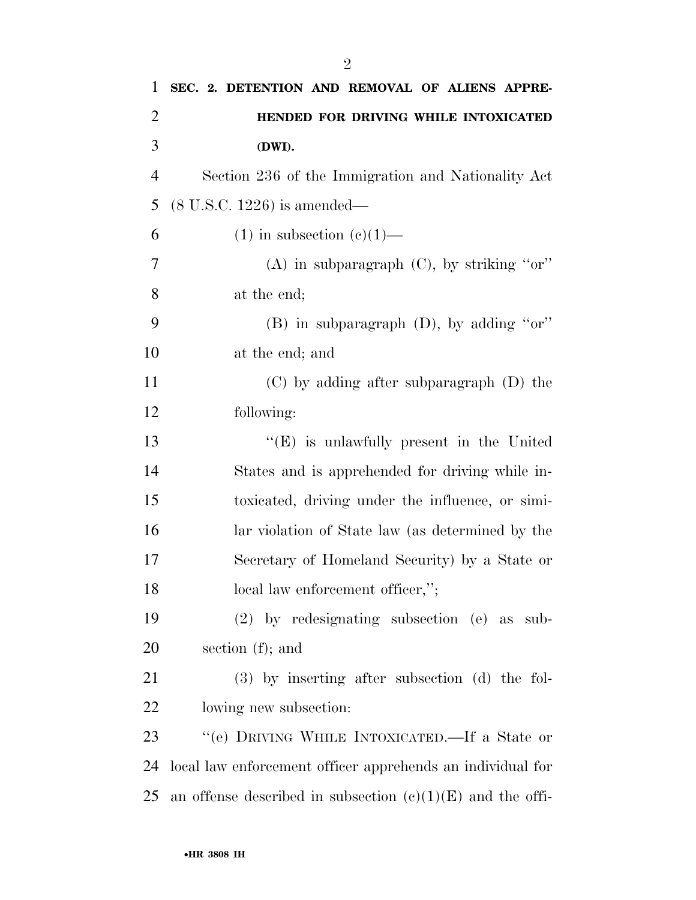**SEC. 2. DETENTION AND REMOVAL OF ALIENS APPREHENDED FOR DRIVING WHILE INTOXICATED (DWI).**

Section 236 of the Immigration and Nationality Act (8 U.S.C. 1226) is amended—

(1) in subsection (c)(1)—

(A) in subparagraph (C), by striking "or" at the end;

(B) in subparagraph (D), by adding "or" at the end; and

(C) by adding after subparagraph (D) the following:

"(E) is unlawfully present in the United States and is apprehended for driving while intoxicated, driving under the influence, or similar violation of State law (as determined by the Secretary of Homeland Security) by a State or local law enforcement officer,";

(2) by redesignating subsection (e) as subsection (f); and

(3) by inserting after subsection (d) the following new subsection:

"(e) DRIVING WHILE INTOXICATED.—If a State or local law enforcement officer apprehends an individual for an offense described in subsection (c)(1)(E) and the offi-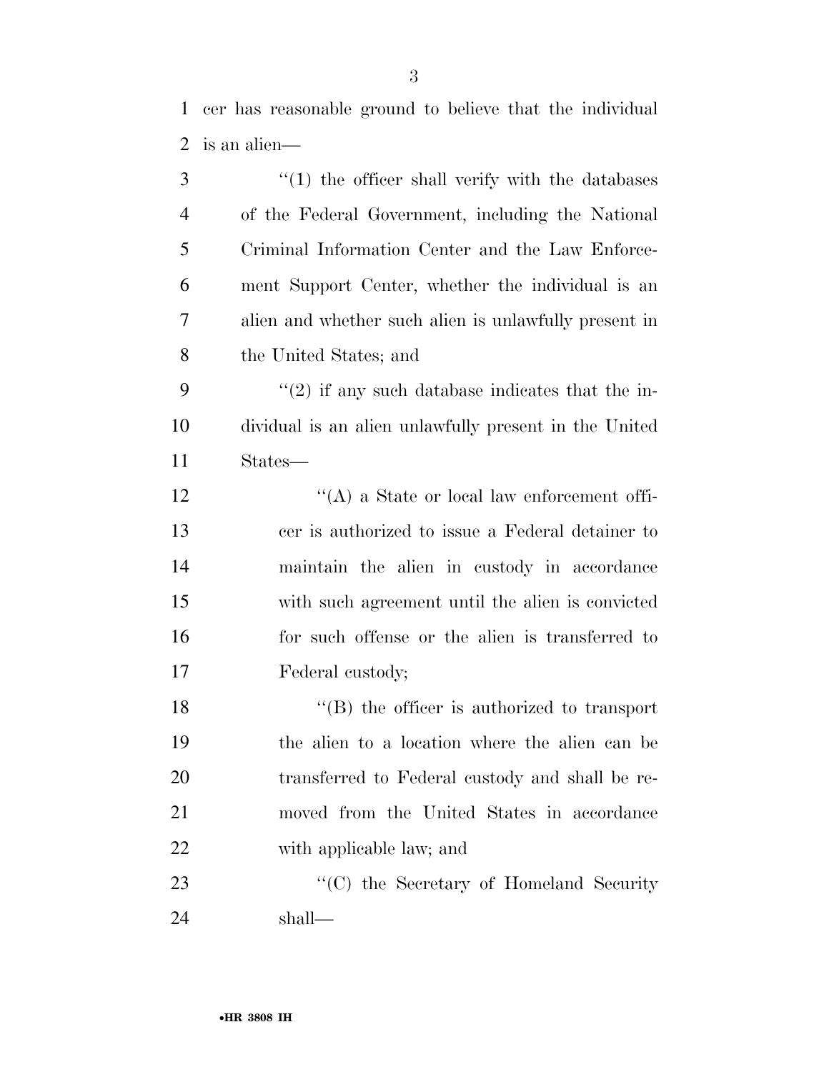cer has reasonable ground to believe that the individual is an alien—

''(1) the officer shall verify with the databases of the Federal Government, including the National Criminal Information Center and the Law Enforcement Support Center, whether the individual is an alien and whether such alien is unlawfully present in the United States; and

''(2) if any such database indicates that the individual is an alien unlawfully present in the United States—

''(A) a State or local law enforcement officer is authorized to issue a Federal detainer to maintain the alien in custody in accordance with such agreement until the alien is convicted for such offense or the alien is transferred to Federal custody;

''(B) the officer is authorized to transport the alien to a location where the alien can be transferred to Federal custody and shall be removed from the United States in accordance with applicable law; and

''(C) the Secretary of Homeland Security shall—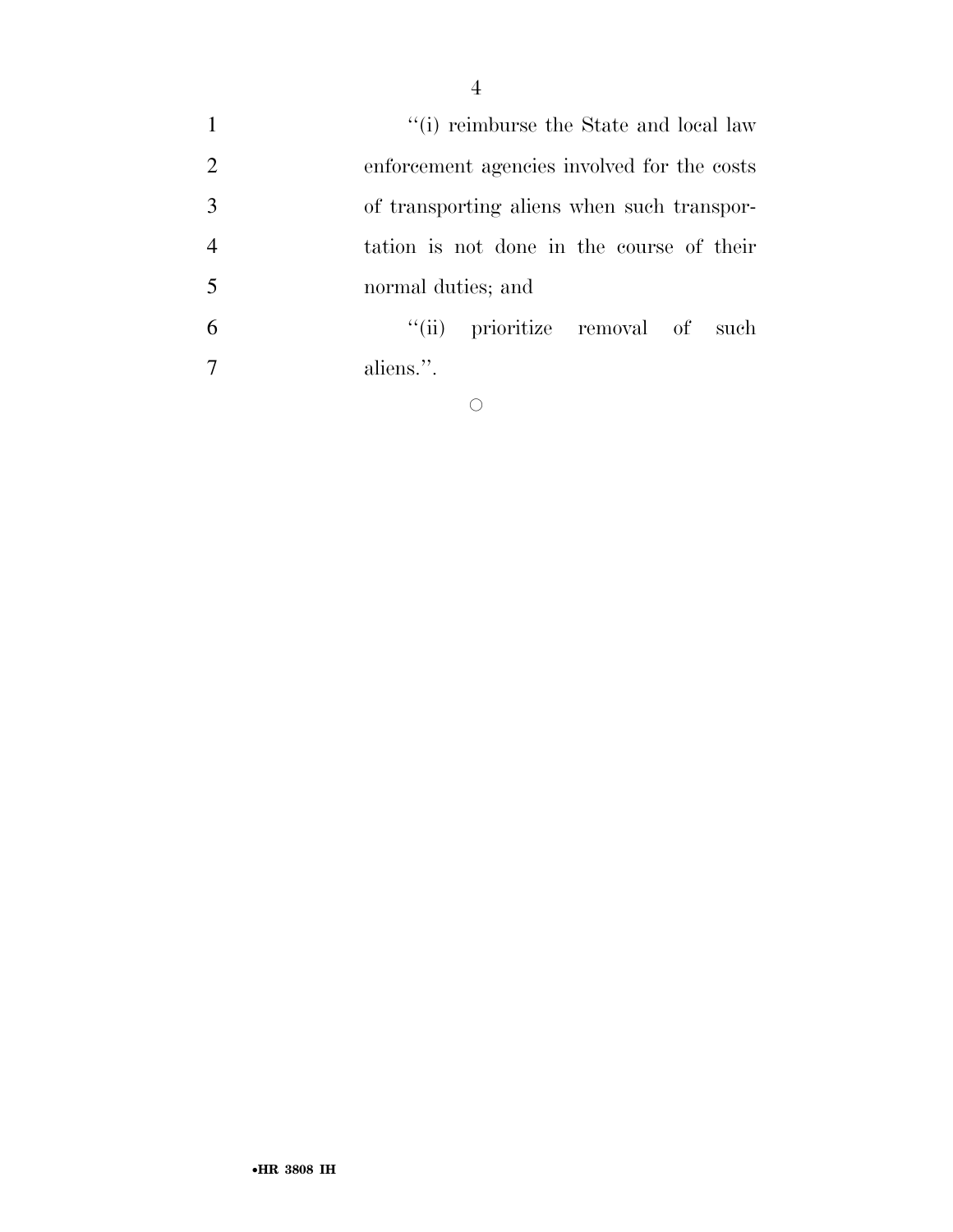"(i) reimburse the State and local law enforcement agencies involved for the costs of transporting aliens when such transportation is not done in the course of their normal duties; and

"(ii) prioritize removal of such aliens.".

○